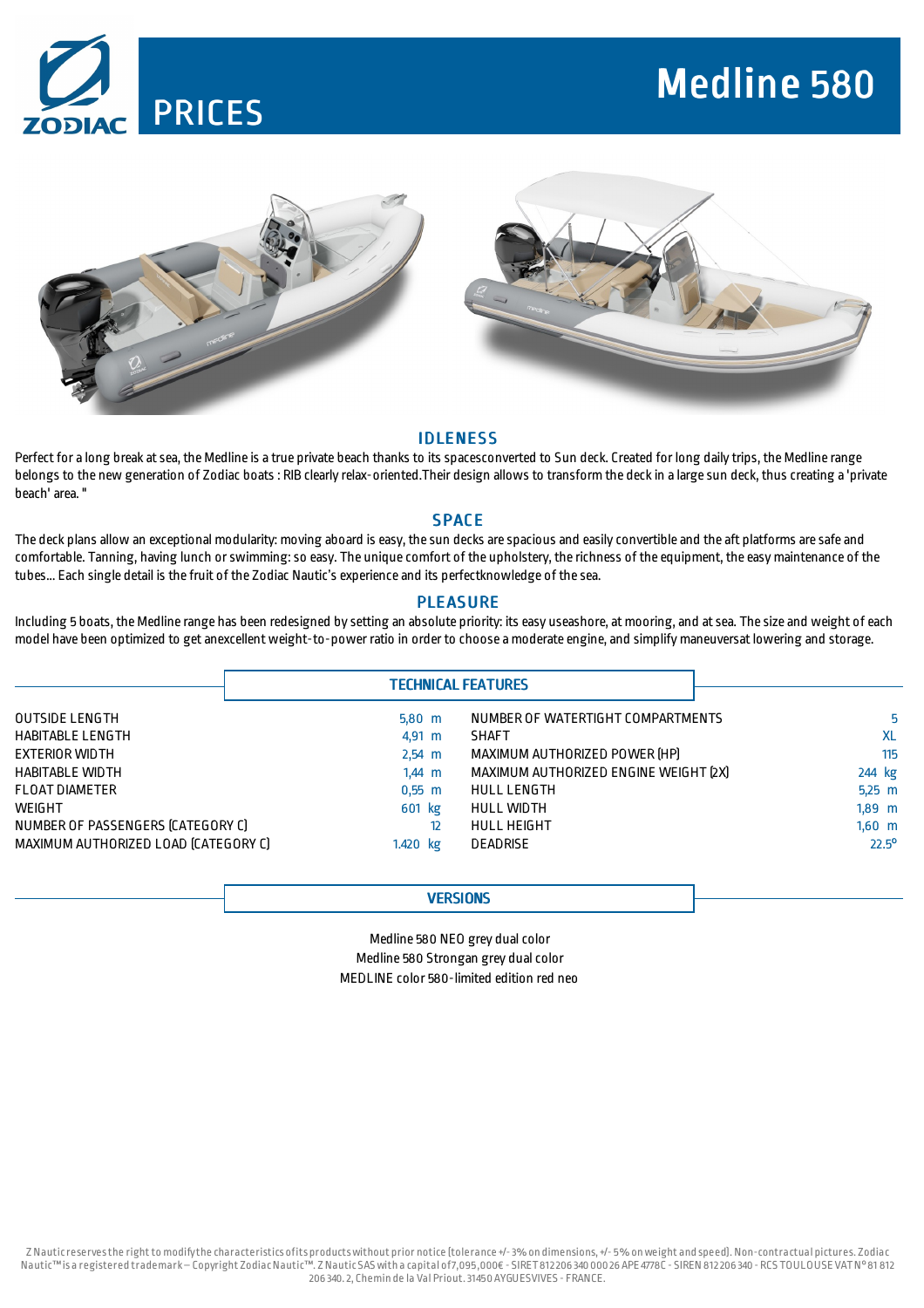# PRICES

# Medline 580

## IDLENESS

Perfect for a long break at sea, the Medline is a true private beach thanks to its spacesconverted to Sun deck. Created for long daily trips, the Medline range belongs to the new generation of Zodiac boats : RIB clearly relax-oriented.Their design allows to transform the deck in a large sun deck, thus creating a 'private beach' area. "

## SPACE

The deck plans allow an exceptional modularity: moving aboard is easy, the sun decks are spacious and easily convertible and the aft platforms are safe and comfortable. Tanning, having lunch or swimming: so easy. The unique comfort of the upholstery, the richness of the equipment, the easy maintenance of the tubes... Each single detail is the fruit of the Zodiac Nautic's experience and its perfectknowledge of the sea.

## PLEASURE

Including 5 boats, the Medline range has been redesigned by setting an absolute priority: its easy useashore, at mooring, and at sea. The size and weight of each model have been optimized to get anexcellent weight-to-power ratio in order to choose a moderate engine, and simplify maneuversat lowering and storage.

## TECHNICAL FEATURES

| | | | |
|---|---|---|---|
| OUTSIDE LENGTH | 5,80 m | NUMBER OF WATERTIGHT COMPARTMENTS | 5 |
| HABITABLE LENGTH | 4,91 m | SHAFT | XL |
| EXTERIOR WIDTH | 2,54 m | MAXIMUM AUTHORIZED POWER (HP) | 115 |
| HABITABLE WIDTH | 1,44 m | MAXIMUM AUTHORIZED ENGINE WEIGHT (2X) | 244 kg |
| FLOAT DIAMETER | 0,55 m | HULL LENGTH | 5,25 m |
| WEIGHT | 601 kg | HULL WIDTH | 1,89 m |
| NUMBER OF PASSENGERS (CATEGORY C) | 12 | HULL HEIGHT | 1,60 m |
| MAXIMUM AUTHORIZED LOAD (CATEGORY C) | 1.420 kg | DEADRISE | 22.5° |

## VERSIONS

Medline 580 NEO grey dual color
Medline 580 Strongan grey dual color
MEDLINE color 580-limited edition red neo

Z Nautic reserves the right to modify the characteristics of its products without prior notice (tolerance +/- 3% on dimensions, +/- 5% on weight and speed). Non-contractual pictures. Zodiac Nautic™ is a registered trademark – Copyright Zodiac Nautic™. Z Nautic SAS with a capital of 7,095,000€ - SIRET 812 206 340 000 26 APE 4778C - SIREN 812 206 340 - RCS TOULOUSE VAT N° 81 812 206 340. 2, Chemin de la Val Priout. 31450 AYGUESVIVES - FRANCE.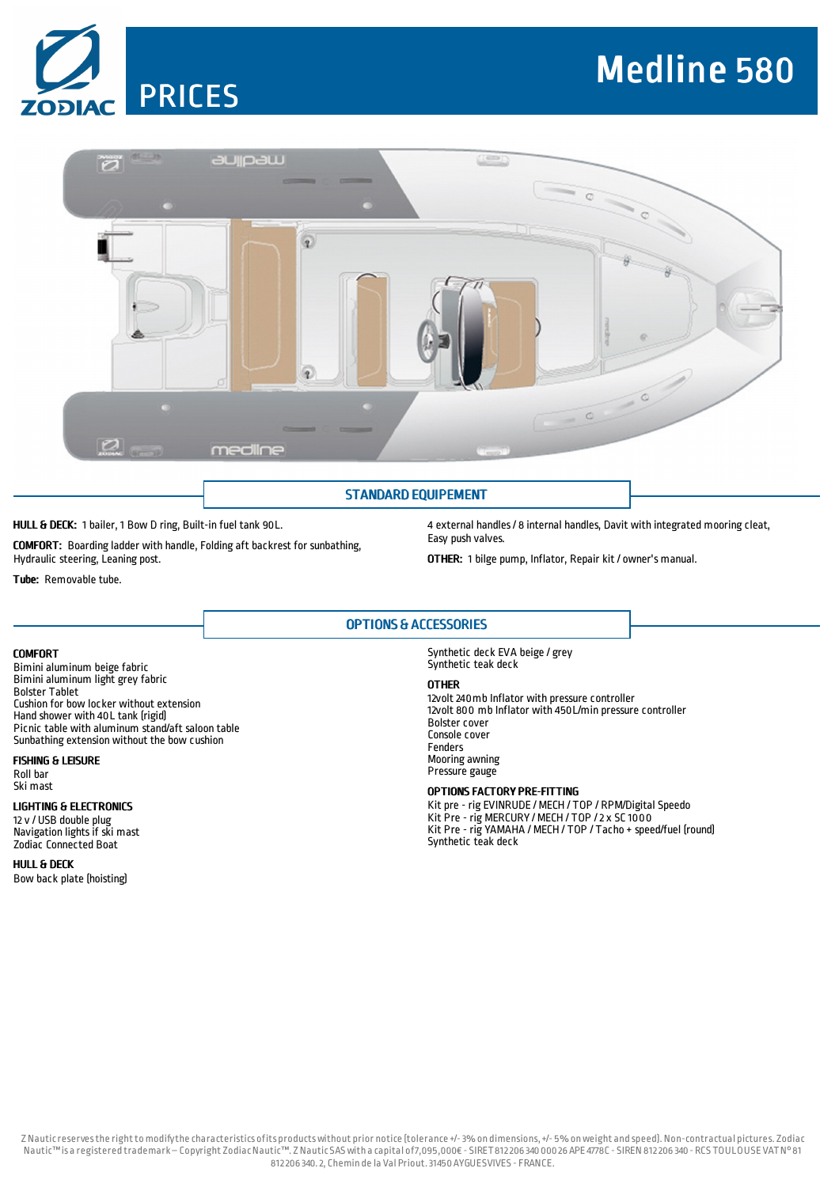# PRICES

# Medline 580

## STANDARD EQUIPEMENT

**HULL & DECK:** 1 bailer, 1 Bow D ring, Built-in fuel tank 90L.

**COMFORT:** Boarding ladder with handle, Folding aft backrest for sunbathing, Hydraulic steering, Leaning post.

**Tube:** Removable tube.

4 external handles / 8 internal handles, Davit with integrated mooring cleat, Easy push valves.

**OTHER:** 1 bilge pump, Inflator, Repair kit / owner's manual.

## OPTIONS & ACCESSORIES

**COMFORT**

Bimini aluminum beige fabric
Bimini aluminum light grey fabric
Bolster Tablet
Cushion for bow locker without extension
Hand shower with 40L tank (rigid)
Picnic table with aluminum stand/aft saloon table
Sunbathing extension without the bow cushion

**FISHING & LEISURE**

Roll bar
Ski mast

**LIGHTING & ELECTRONICS**

12 v / USB double plug
Navigation lights if ski mast
Zodiac Connected Boat

**HULL & DECK**

Bow back plate (hoisting)
Synthetic deck EVA beige / grey
Synthetic teak deck

**OTHER**

12volt 240mb Inflator with pressure controller
12volt 800 mb Inflator with 450L/min pressure controller
Bolster cover
Console cover
Fenders
Mooring awning
Pressure gauge

**OPTIONS FACTORY PRE-FITTING**

Kit pre - rig EVINRUDE / MECH / TOP / RPM/Digital Speedo
Kit Pre - rig MERCURY / MECH / TOP / 2 x SC 1000
Kit Pre - rig YAMAHA / MECH / TOP / Tacho + speed/fuel (round)
Synthetic teak deck

Z Nautic reserves the right to modify the characteristics of its products without prior notice (tolerance +/- 3% on dimensions, +/- 5% on weight and speed). Non-contractual pictures. Zodiac Nautic™ is a registered trademark – Copyright Zodiac Nautic™. Z Nautic SAS with a capital of 7,095,000€ - SIRET 812 206 340 000 26 APE 4778C - SIREN 812 206 340 - RCS TOULOUSE VAT N° 81 812206340. 2, Chemin de la Val Priout. 31450 AYGUESVIVES - FRANCE.